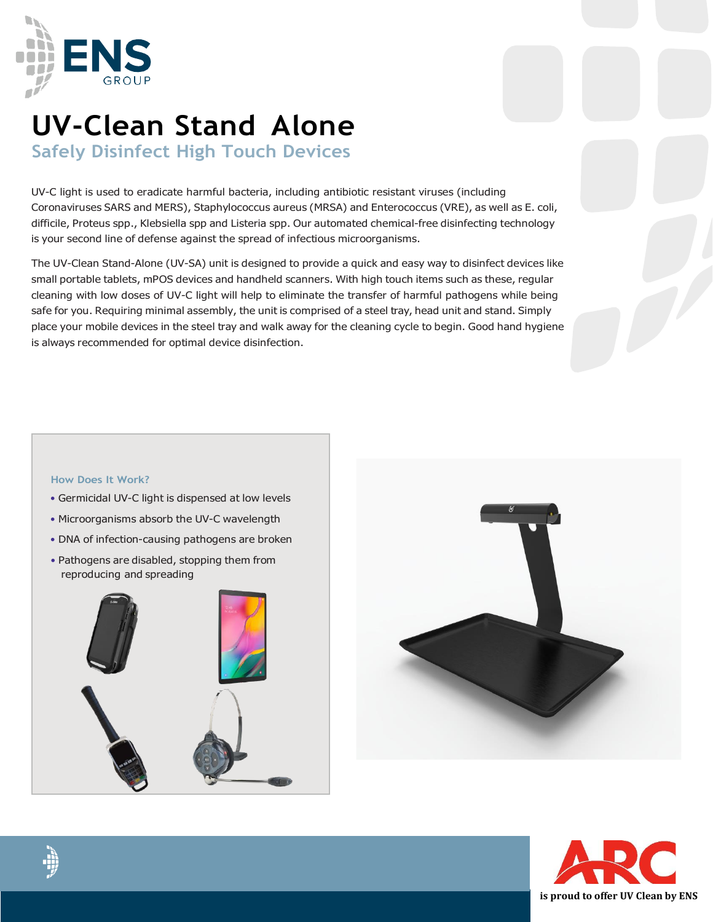ENS GROUP

# UV-Clean Stand Alone

## Safely Disinfect High Touch Devices

UV-C light is used to eradicate harmful bacteria, including antibiotic resistant viruses (including Coronaviruses SARS and MERS), Staphylococcus aureus (MRSA) and Enterococcus (VRE), as well as E. coli, difficile, Proteus spp., Klebsiella spp and Listeria spp. Our automated chemical-free disinfecting technology is your second line of defense against the spread of infectious microorganisms.

The UV-Clean Stand-Alone (UV-SA) unit is designed to provide a quick and easy way to disinfect devices like small portable tablets, mPOS devices and handheld scanners. With high touch items such as these, regular cleaning with low doses of UV-C light will help to eliminate the transfer of harmful pathogens while being safe for you. Requiring minimal assembly, the unit is comprised of a steel tray, head unit and stand. Simply place your mobile devices in the steel tray and walk away for the cleaning cycle to begin. Good hand hygiene is always recommended for optimal device disinfection.

### How Does It Work?

- Germicidal UV-C light is dispensed at low levels
- Microorganisms absorb the UV-C wavelength
- DNA of infection-causing pathogens are broken
- Pathogens are disabled, stopping them from reproducing and spreading

ARC

**is proud to offer UV Clean by ENS**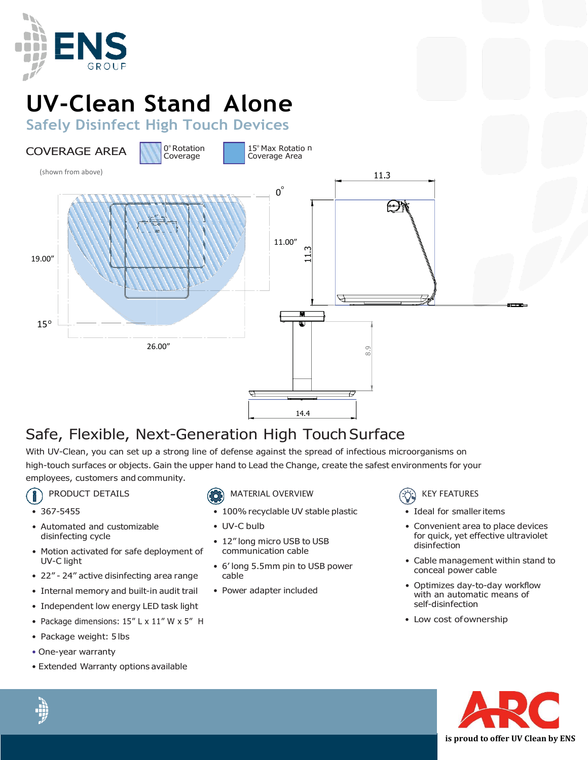# UV-Clean Stand Alone

## Safely Disinfect High Touch Devices

COVERAGE AREA

0° Rotation Coverage

15° Max Rotation Coverage Area

(shown from above)

0°

19.00"

11.00"

15°

26.00"

11.3

11.3

8.9

14.4

## Safe, Flexible, Next-Generation High Touch Surface

With UV-Clean, you can set up a strong line of defense against the spread of infectious microorganisms on high-touch surfaces or objects. Gain the upper hand to Lead the Change, create the safest environments for your employees, customers and community.

### PRODUCT DETAILS

- 367-5455
- Automated and customizable disinfecting cycle
- Motion activated for safe deployment of UV-C light
- 22" - 24" active disinfecting area range
- Internal memory and built-in audit trail
- Independent low energy LED task light
- Package dimensions: 15" L x 11" W x 5" H
- Package weight: 5 lbs
- One-year warranty
- Extended Warranty options available

### MATERIAL OVERVIEW

- 100% recyclable UV stable plastic
- UV-C bulb
- 12" long micro USB to USB communication cable
- 6' long 5.5mm pin to USB power cable
- Power adapter included

### KEY FEATURES

- Ideal for smaller items
- Convenient area to place devices for quick, yet effective ultraviolet disinfection
- Cable management within stand to conceal power cable
- Optimizes day-to-day workflow with an automatic means of self-disinfection
- Low cost of ownership

**is proud to offer UV Clean by ENS**